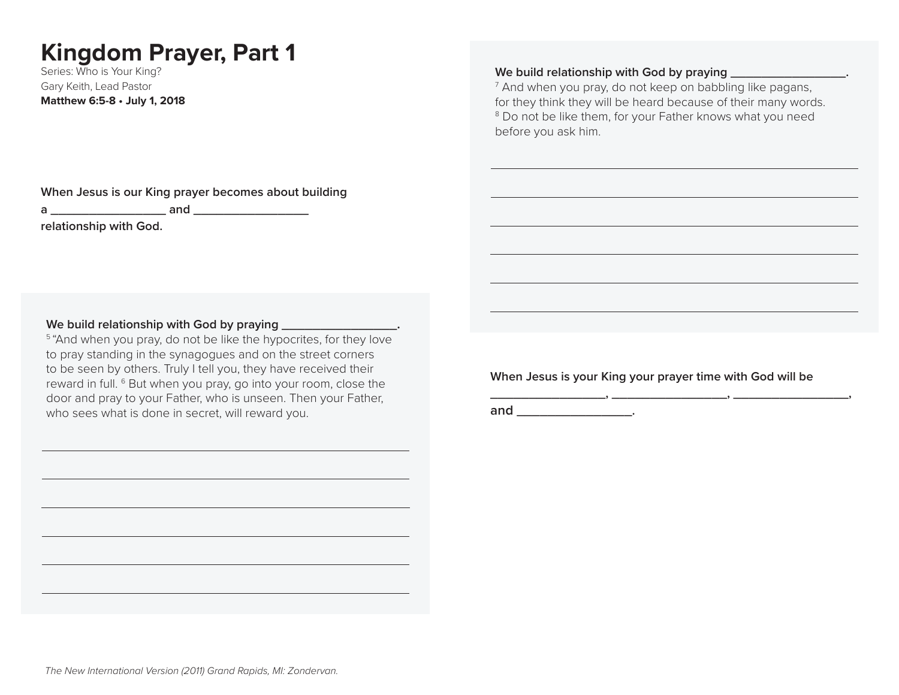# Kingdom Prayer, Part 1

Series: Who is Your King?
Gary Keith, Lead Pastor
**Matthew 6:5-8 • July 1, 2018**

**When Jesus is our King prayer becomes about building a ________________ and ________________ relationship with God.**

**We build relationship with God by praying ________________.**
[5] "And when you pray, do not be like the hypocrites, for they love to pray standing in the synagogues and on the street corners to be seen by others. Truly I tell you, they have received their reward in full. [6] But when you pray, go into your room, close the door and pray to your Father, who is unseen. Then your Father, who sees what is done in secret, will reward you.

______________________________________________

______________________________________________

______________________________________________

______________________________________________

______________________________________________

______________________________________________

**We build relationship with God by praying ________________.**
[7] And when you pray, do not keep on babbling like pagans, for they think they will be heard because of their many words. [8] Do not be like them, for your Father knows what you need before you ask him.

______________________________________________

______________________________________________

______________________________________________

______________________________________________

______________________________________________

______________________________________________

**When Jesus is your King your prayer time with God will be ________________, ________________, ________________, and ________________.**

*The New International Version (2011) Grand Rapids, MI: Zondervan.*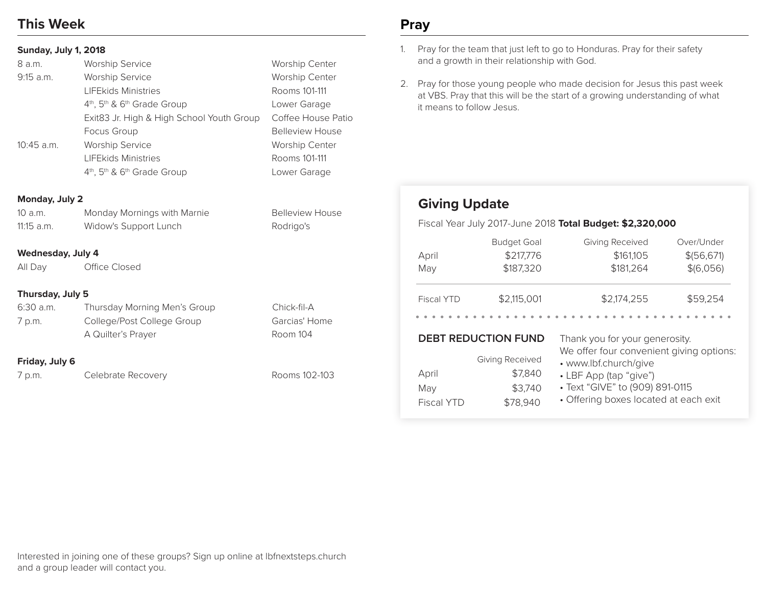## This Week

**Sunday, July 1, 2018**

| | | |
|---|---|---|
| 8 a.m. | Worship Service | Worship Center |
| 9:15 a.m. | Worship Service | Worship Center |
| | LIFEkids Ministries | Rooms 101-111 |
| | 4th, 5th & 6th Grade Group | Lower Garage |
| | Exit83 Jr. High & High School Youth Group | Coffee House Patio |
| | Focus Group | Belleview House |
| 10:45 a.m. | Worship Service | Worship Center |
| | LIFEkids Ministries | Rooms 101-111 |
| | 4th, 5th & 6th Grade Group | Lower Garage |

**Monday, July 2**

| | | |
|---|---|---|
| 10 a.m. | Monday Mornings with Marnie | Belleview House |
| 11:15 a.m. | Widow's Support Lunch | Rodrigo's |

**Wednesday, July 4**

| | | |
|---|---|---|
| All Day | Office Closed | |

**Thursday, July 5**

| | | |
|---|---|---|
| 6:30 a.m. | Thursday Morning Men's Group | Chick-fil-A |
| 7 p.m. | College/Post College Group | Garcias' Home |
| | A Quilter's Prayer | Room 104 |

**Friday, July 6**

| | | |
|---|---|---|
| 7 p.m. | Celebrate Recovery | Rooms 102-103 |

Interested in joining one of these groups? Sign up online at lbfnextsteps.church and a group leader will contact you.

## Pray

1. Pray for the team that just left to go to Honduras. Pray for their safety and a growth in their relationship with God.
2. Pray for those young people who made decision for Jesus this past week at VBS. Pray that this will be the start of a growing understanding of what it means to follow Jesus.

## Giving Update

Fiscal Year July 2017-June 2018 **Total Budget: $2,320,000**

| | Budget Goal | Giving Received | Over/Under |
|---|---|---|---|
| April | $217,776 | $161,105 | $(56,671) |
| May | $187,320 | $181,264 | $(6,056) |
| Fiscal YTD | $2,115,001 | $2,174,255 | $59,254 |

### DEBT REDUCTION FUND

| | Giving Received |
|---|---|
| April | $7,840 |
| May | $3,740 |
| Fiscal YTD | $78,940 |

Thank you for your generosity.
We offer four convenient giving options:

- www.lbf.church/give
- LBF App (tap "give")
- Text "GIVE" to (909) 891-0115
- Offering boxes located at each exit